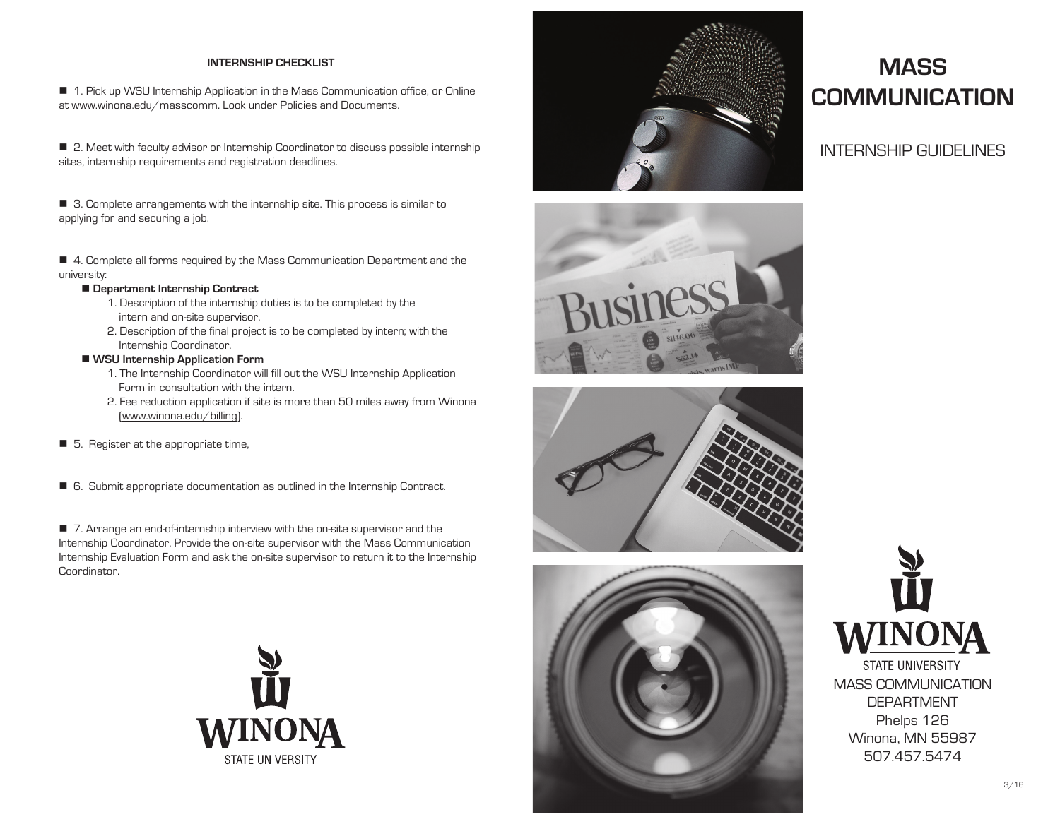## INTERNSHIP CHECKLIST

■ 1. Pick up WSU Internship Application in the Mass Communication office, or Online at www.winona.edu/masscomm. Look under Policies and Documents.

■ 2. Meet with faculty advisor or Internship Coordinator to discuss possible internship sites, internship requirements and registration deadlines.

■ 3. Complete arrangements with the internship site. This process is similar to applying for and securing a job.

■ 4. Complete all forms required by the Mass Communication Department and the university:

- **Department Internship Contract**
  1. Description of the internship duties is to be completed by the intern and on-site supervisor.
  2. Description of the final project is to be completed by intern; with the Internship Coordinator.
- **WSU Internship Application Form**
  1. The Internship Coordinator will fill out the WSU Internship Application Form in consultation with the intern.
  2. Fee reduction application if site is more than 50 miles away from Winona (www.winona.edu/billing).

■ 5. Register at the appropriate time,

■ 6. Submit appropriate documentation as outlined in the Internship Contract.

■ 7. Arrange an end-of-internship interview with the on-site supervisor and the Internship Coordinator. Provide the on-site supervisor with the Mass Communication Internship Evaluation Form and ask the on-site supervisor to return it to the Internship Coordinator.

WINONA STATE UNIVERSITY

# MASS COMMUNICATION

## INTERNSHIP GUIDELINES

WINONA STATE UNIVERSITY

MASS COMMUNICATION DEPARTMENT
Phelps 126
Winona, MN 55987
507.457.5474

3/16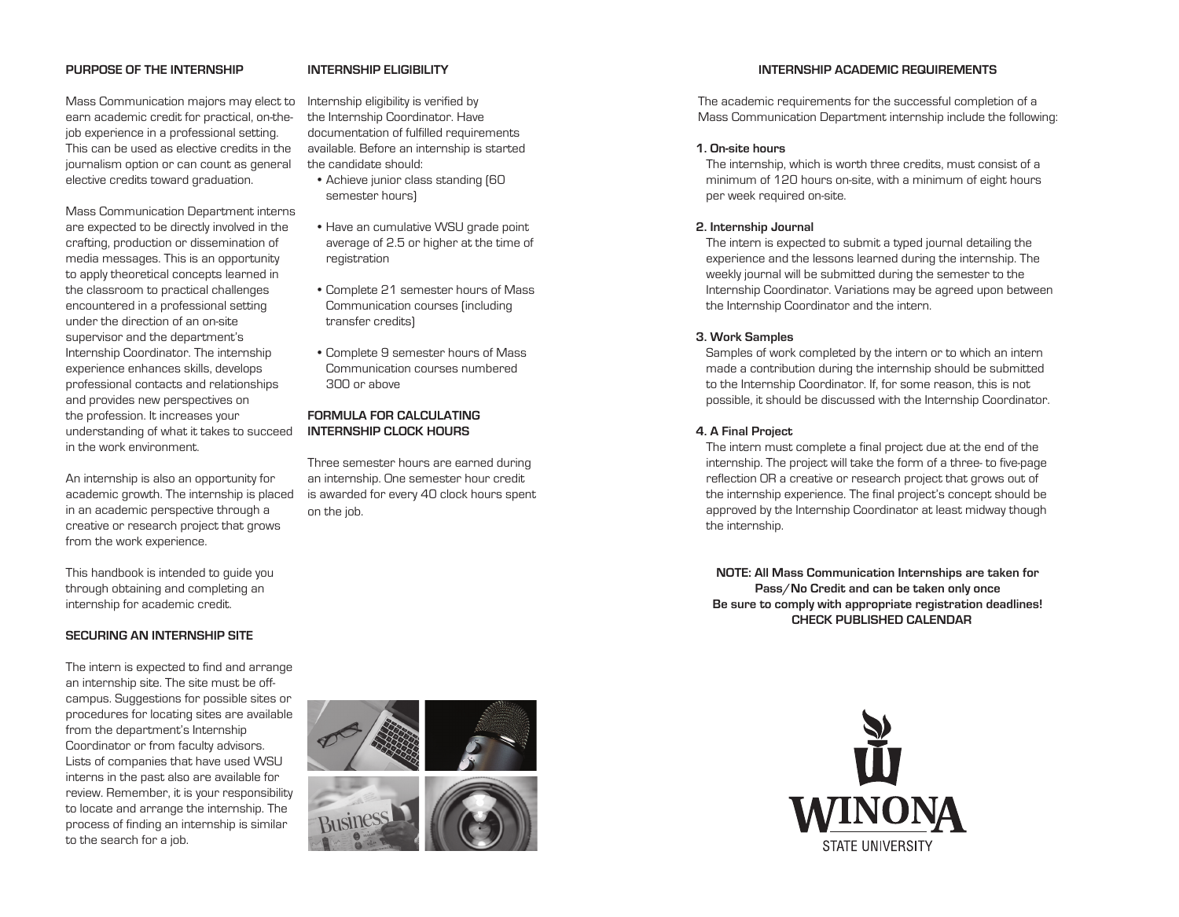## PURPOSE OF THE INTERNSHIP

Mass Communication majors may elect to earn academic credit for practical, on-the-job experience in a professional setting. This can be used as elective credits in the journalism option or can count as general elective credits toward graduation.

Mass Communication Department interns are expected to be directly involved in the crafting, production or dissemination of media messages. This is an opportunity to apply theoretical concepts learned in the classroom to practical challenges encountered in a professional setting under the direction of an on-site supervisor and the department's Internship Coordinator. The internship experience enhances skills, develops professional contacts and relationships and provides new perspectives on the profession. It increases your understanding of what it takes to succeed in the work environment.

An internship is also an opportunity for academic growth. The internship is placed in an academic perspective through a creative or research project that grows from the work experience.

This handbook is intended to guide you through obtaining and completing an internship for academic credit.

## SECURING AN INTERNSHIP SITE

The intern is expected to find and arrange an internship site. The site must be off-campus. Suggestions for possible sites or procedures for locating sites are available from the department's Internship Coordinator or from faculty advisors. Lists of companies that have used WSU interns in the past also are available for review. Remember, it is your responsibility to locate and arrange the internship. The process of finding an internship is similar to the search for a job.

## INTERNSHIP ELIGIBILITY

Internship eligibility is verified by the Internship Coordinator. Have documentation of fulfilled requirements available. Before an internship is started the candidate should:

- Achieve junior class standing (60 semester hours)
- Have an cumulative WSU grade point average of 2.5 or higher at the time of registration
- Complete 21 semester hours of Mass Communication courses (including transfer credits)
- Complete 9 semester hours of Mass Communication courses numbered 300 or above

## FORMULA FOR CALCULATING INTERNSHIP CLOCK HOURS

Three semester hours are earned during an internship. One semester hour credit is awarded for every 40 clock hours spent on the job.

## INTERNSHIP ACADEMIC REQUIREMENTS

The academic requirements for the successful completion of a Mass Communication Department internship include the following:

**1. On-site hours**

The internship, which is worth three credits, must consist of a minimum of 120 hours on-site, with a minimum of eight hours per week required on-site.

**2. Internship Journal**

The intern is expected to submit a typed journal detailing the experience and the lessons learned during the internship. The weekly journal will be submitted during the semester to the Internship Coordinator. Variations may be agreed upon between the Internship Coordinator and the intern.

**3. Work Samples**

Samples of work completed by the intern or to which an intern made a contribution during the internship should be submitted to the Internship Coordinator. If, for some reason, this is not possible, it should be discussed with the Internship Coordinator.

**4. A Final Project**

The intern must complete a final project due at the end of the internship. The project will take the form of a three- to five-page reflection OR a creative or research project that grows out of the internship experience. The final project's concept should be approved by the Internship Coordinator at least midway though the internship.

**NOTE: All Mass Communication Internships are taken for Pass/No Credit and can be taken only once**
**Be sure to comply with appropriate registration deadlines!**
**CHECK PUBLISHED CALENDAR**

WINONA
STATE UNIVERSITY